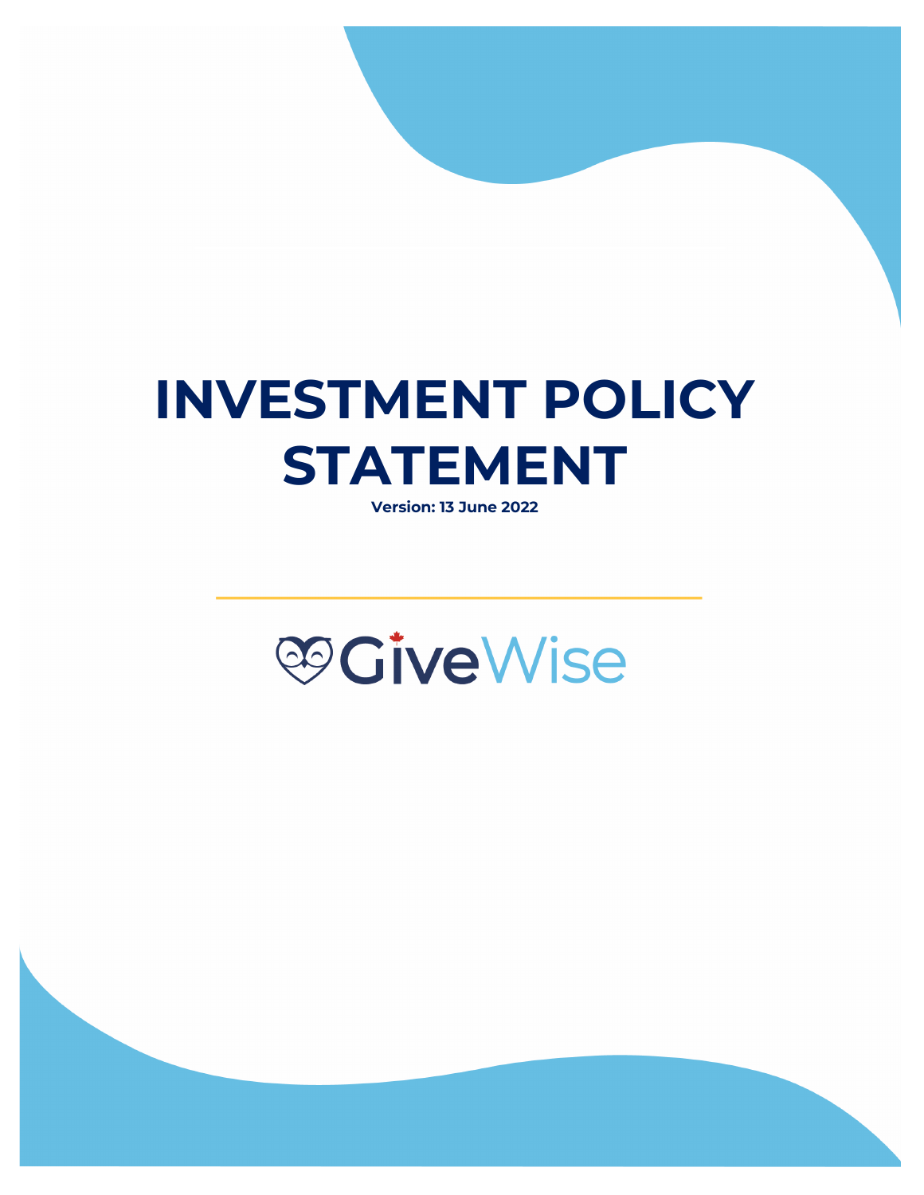# INVESTMENT POLICY STATEMENT

**Version: 13 June 2022**

GiveWise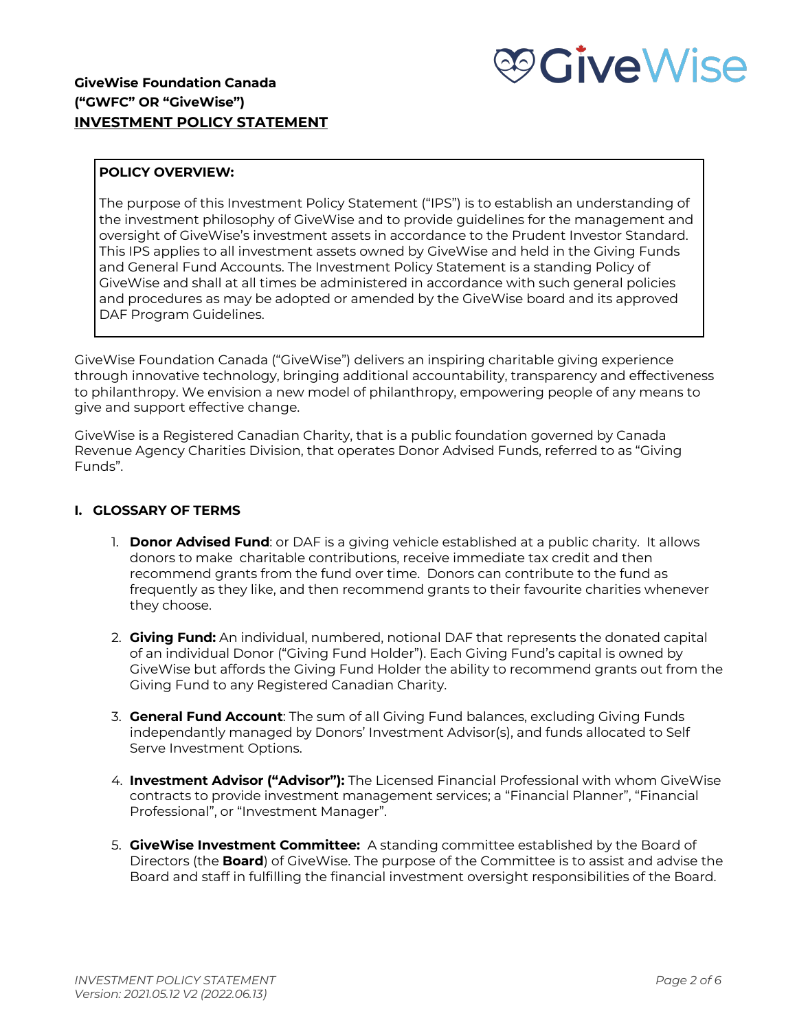**GiveWise Foundation Canada**
**("GWFC" OR "GiveWise")**
**INVESTMENT POLICY STATEMENT**

**POLICY OVERVIEW:**

The purpose of this Investment Policy Statement ("IPS") is to establish an understanding of the investment philosophy of GiveWise and to provide guidelines for the management and oversight of GiveWise's investment assets in accordance to the Prudent Investor Standard. This IPS applies to all investment assets owned by GiveWise and held in the Giving Funds and General Fund Accounts. The Investment Policy Statement is a standing Policy of GiveWise and shall at all times be administered in accordance with such general policies and procedures as may be adopted or amended by the GiveWise board and its approved DAF Program Guidelines.

GiveWise Foundation Canada ("GiveWise") delivers an inspiring charitable giving experience through innovative technology, bringing additional accountability, transparency and effectiveness to philanthropy. We envision a new model of philanthropy, empowering people of any means to give and support effective change.

GiveWise is a Registered Canadian Charity, that is a public foundation governed by Canada Revenue Agency Charities Division, that operates Donor Advised Funds, referred to as "Giving Funds".

## I. GLOSSARY OF TERMS

1. **Donor Advised Fund**: or DAF is a giving vehicle established at a public charity. It allows donors to make charitable contributions, receive immediate tax credit and then recommend grants from the fund over time. Donors can contribute to the fund as frequently as they like, and then recommend grants to their favourite charities whenever they choose.

2. **Giving Fund:** An individual, numbered, notional DAF that represents the donated capital of an individual Donor ("Giving Fund Holder"). Each Giving Fund's capital is owned by GiveWise but affords the Giving Fund Holder the ability to recommend grants out from the Giving Fund to any Registered Canadian Charity.

3. **General Fund Account**: The sum of all Giving Fund balances, excluding Giving Funds independantly managed by Donors' Investment Advisor(s), and funds allocated to Self Serve Investment Options.

4. **Investment Advisor ("Advisor"):** The Licensed Financial Professional with whom GiveWise contracts to provide investment management services; a "Financial Planner", "Financial Professional", or "Investment Manager".

5. **GiveWise Investment Committee:** A standing committee established by the Board of Directors (the **Board**) of GiveWise. The purpose of the Committee is to assist and advise the Board and staff in fulfilling the financial investment oversight responsibilities of the Board.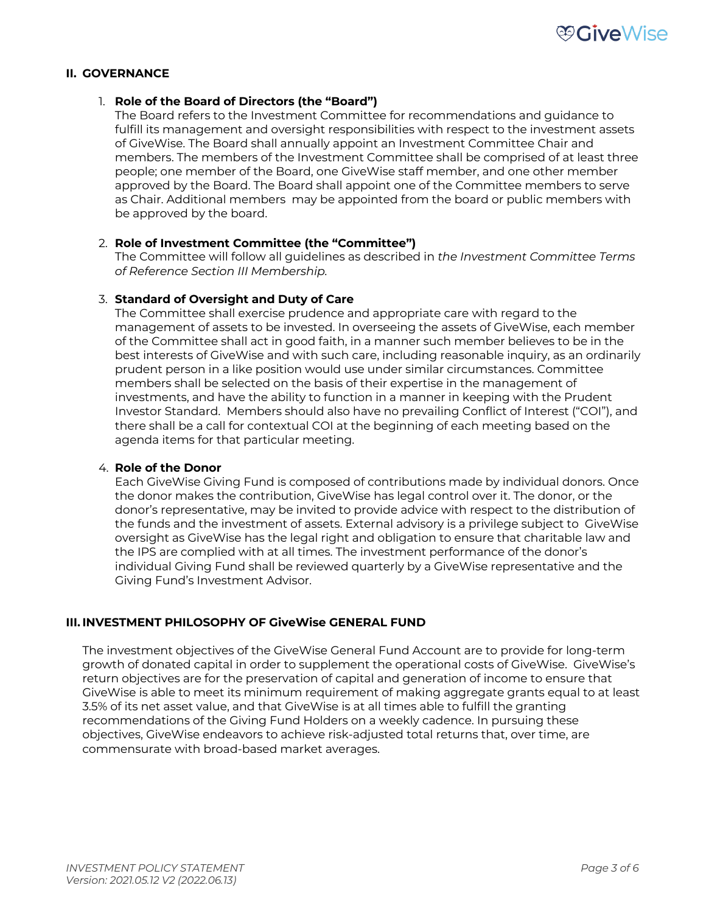## II. GOVERNANCE

1. **Role of the Board of Directors (the "Board")**
   The Board refers to the Investment Committee for recommendations and guidance to fulfill its management and oversight responsibilities with respect to the investment assets of GiveWise. The Board shall annually appoint an Investment Committee Chair and members. The members of the Investment Committee shall be comprised of at least three people; one member of the Board, one GiveWise staff member, and one other member approved by the Board. The Board shall appoint one of the Committee members to serve as Chair. Additional members may be appointed from the board or public members with be approved by the board.

2. **Role of Investment Committee (the "Committee")**
   The Committee will follow all guidelines as described in *the Investment Committee Terms of Reference Section III Membership.*

3. **Standard of Oversight and Duty of Care**
   The Committee shall exercise prudence and appropriate care with regard to the management of assets to be invested. In overseeing the assets of GiveWise, each member of the Committee shall act in good faith, in a manner such member believes to be in the best interests of GiveWise and with such care, including reasonable inquiry, as an ordinarily prudent person in a like position would use under similar circumstances. Committee members shall be selected on the basis of their expertise in the management of investments, and have the ability to function in a manner in keeping with the Prudent Investor Standard. Members should also have no prevailing Conflict of Interest ("COI"), and there shall be a call for contextual COI at the beginning of each meeting based on the agenda items for that particular meeting.

4. **Role of the Donor**
   Each GiveWise Giving Fund is composed of contributions made by individual donors. Once the donor makes the contribution, GiveWise has legal control over it. The donor, or the donor's representative, may be invited to provide advice with respect to the distribution of the funds and the investment of assets. External advisory is a privilege subject to GiveWise oversight as GiveWise has the legal right and obligation to ensure that charitable law and the IPS are complied with at all times. The investment performance of the donor's individual Giving Fund shall be reviewed quarterly by a GiveWise representative and the Giving Fund's Investment Advisor.

## III. INVESTMENT PHILOSOPHY OF GiveWise GENERAL FUND

The investment objectives of the GiveWise General Fund Account are to provide for long-term growth of donated capital in order to supplement the operational costs of GiveWise. GiveWise's return objectives are for the preservation of capital and generation of income to ensure that GiveWise is able to meet its minimum requirement of making aggregate grants equal to at least 3.5% of its net asset value, and that GiveWise is at all times able to fulfill the granting recommendations of the Giving Fund Holders on a weekly cadence. In pursuing these objectives, GiveWise endeavors to achieve risk-adjusted total returns that, over time, are commensurate with broad-based market averages.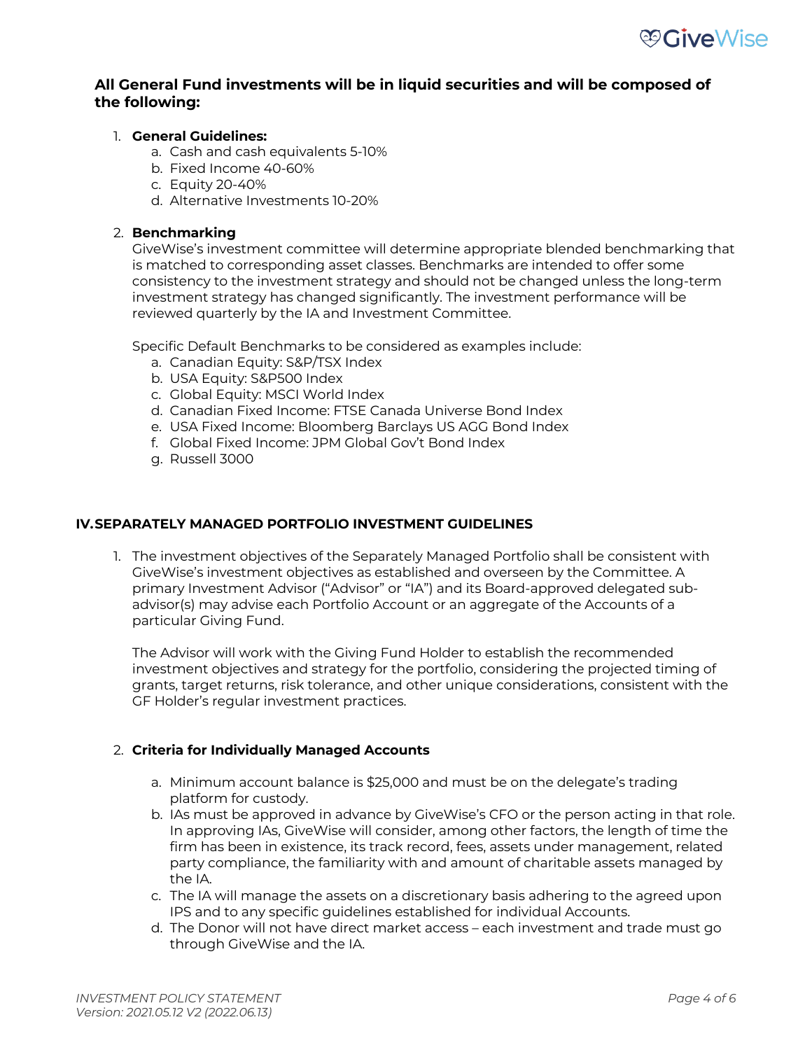**All General Fund investments will be in liquid securities and will be composed of the following:**

1. **General Guidelines:**
    a. Cash and cash equivalents 5-10%
    b. Fixed Income 40-60%
    c. Equity 20-40%
    d. Alternative Investments 10-20%

2. **Benchmarking**
   GiveWise's investment committee will determine appropriate blended benchmarking that is matched to corresponding asset classes. Benchmarks are intended to offer some consistency to the investment strategy and should not be changed unless the long-term investment strategy has changed significantly. The investment performance will be reviewed quarterly by the IA and Investment Committee.

   Specific Default Benchmarks to be considered as examples include:
    a. Canadian Equity: S&P/TSX Index
    b. USA Equity: S&P500 Index
    c. Global Equity: MSCI World Index
    d. Canadian Fixed Income: FTSE Canada Universe Bond Index
    e. USA Fixed Income: Bloomberg Barclays US AGG Bond Index
    f. Global Fixed Income: JPM Global Gov't Bond Index
    g. Russell 3000

## IV. SEPARATELY MANAGED PORTFOLIO INVESTMENT GUIDELINES

1. The investment objectives of the Separately Managed Portfolio shall be consistent with GiveWise's investment objectives as established and overseen by the Committee. A primary Investment Advisor ("Advisor" or "IA") and its Board-approved delegated sub-advisor(s) may advise each Portfolio Account or an aggregate of the Accounts of a particular Giving Fund.

   The Advisor will work with the Giving Fund Holder to establish the recommended investment objectives and strategy for the portfolio, considering the projected timing of grants, target returns, risk tolerance, and other unique considerations, consistent with the GF Holder's regular investment practices.

2. **Criteria for Individually Managed Accounts**
    a. Minimum account balance is $25,000 and must be on the delegate's trading platform for custody.
    b. IAs must be approved in advance by GiveWise's CFO or the person acting in that role. In approving IAs, GiveWise will consider, among other factors, the length of time the firm has been in existence, its track record, fees, assets under management, related party compliance, the familiarity with and amount of charitable assets managed by the IA.
    c. The IA will manage the assets on a discretionary basis adhering to the agreed upon IPS and to any specific guidelines established for individual Accounts.
    d. The Donor will not have direct market access – each investment and trade must go through GiveWise and the IA.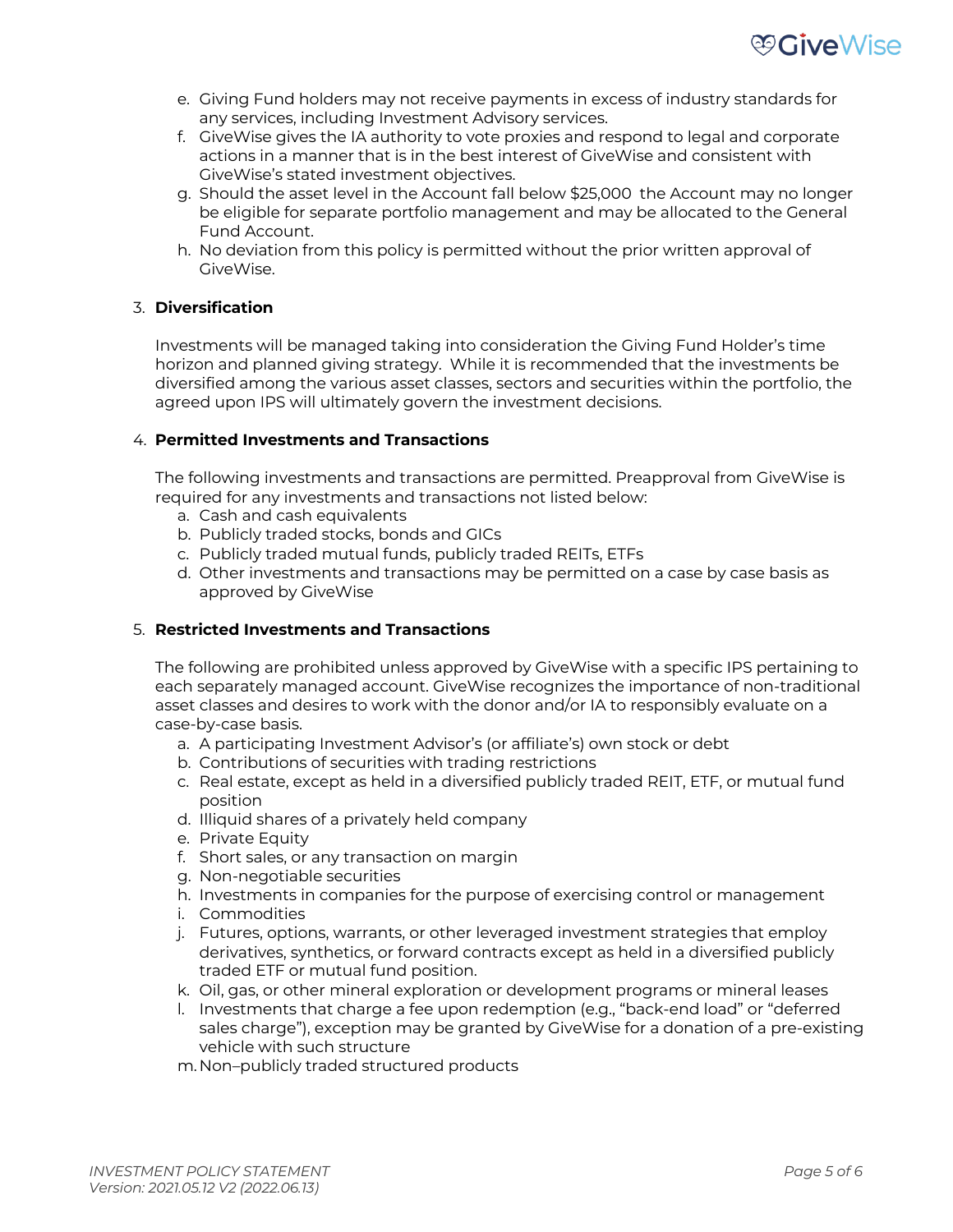e. Giving Fund holders may not receive payments in excess of industry standards for any services, including Investment Advisory services.
f. GiveWise gives the IA authority to vote proxies and respond to legal and corporate actions in a manner that is in the best interest of GiveWise and consistent with GiveWise's stated investment objectives.
g. Should the asset level in the Account fall below $25,000 the Account may no longer be eligible for separate portfolio management and may be allocated to the General Fund Account.
h. No deviation from this policy is permitted without the prior written approval of GiveWise.

3. **Diversification**

   Investments will be managed taking into consideration the Giving Fund Holder's time horizon and planned giving strategy. While it is recommended that the investments be diversified among the various asset classes, sectors and securities within the portfolio, the agreed upon IPS will ultimately govern the investment decisions.

4. **Permitted Investments and Transactions**

   The following investments and transactions are permitted. Preapproval from GiveWise is required for any investments and transactions not listed below:
   a. Cash and cash equivalents
   b. Publicly traded stocks, bonds and GICs
   c. Publicly traded mutual funds, publicly traded REITs, ETFs
   d. Other investments and transactions may be permitted on a case by case basis as approved by GiveWise

5. **Restricted Investments and Transactions**

   The following are prohibited unless approved by GiveWise with a specific IPS pertaining to each separately managed account. GiveWise recognizes the importance of non-traditional asset classes and desires to work with the donor and/or IA to responsibly evaluate on a case-by-case basis.
   a. A participating Investment Advisor's (or affiliate's) own stock or debt
   b. Contributions of securities with trading restrictions
   c. Real estate, except as held in a diversified publicly traded REIT, ETF, or mutual fund position
   d. Illiquid shares of a privately held company
   e. Private Equity
   f. Short sales, or any transaction on margin
   g. Non-negotiable securities
   h. Investments in companies for the purpose of exercising control or management
   i. Commodities
   j. Futures, options, warrants, or other leveraged investment strategies that employ derivatives, synthetics, or forward contracts except as held in a diversified publicly traded ETF or mutual fund position.
   k. Oil, gas, or other mineral exploration or development programs or mineral leases
   l. Investments that charge a fee upon redemption (e.g., "back-end load" or "deferred sales charge"), exception may be granted by GiveWise for a donation of a pre-existing vehicle with such structure
   m. Non–publicly traded structured products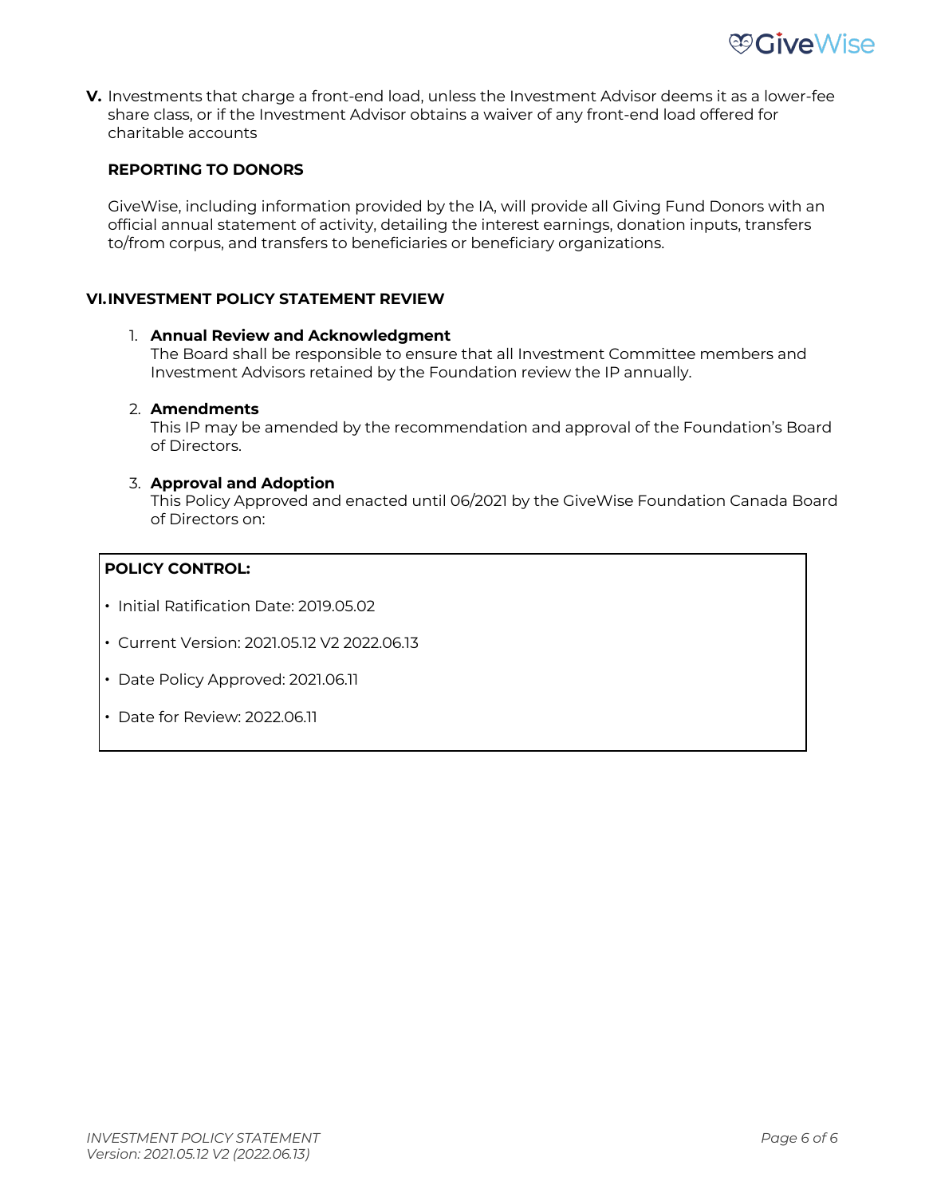**V.** Investments that charge a front-end load, unless the Investment Advisor deems it as a lower-fee share class, or if the Investment Advisor obtains a waiver of any front-end load offered for charitable accounts

**REPORTING TO DONORS**

GiveWise, including information provided by the IA, will provide all Giving Fund Donors with an official annual statement of activity, detailing the interest earnings, donation inputs, transfers to/from corpus, and transfers to beneficiaries or beneficiary organizations.

## VI. INVESTMENT POLICY STATEMENT REVIEW

1. **Annual Review and Acknowledgment**
   The Board shall be responsible to ensure that all Investment Committee members and Investment Advisors retained by the Foundation review the IP annually.

2. **Amendments**
   This IP may be amended by the recommendation and approval of the Foundation's Board of Directors.

3. **Approval and Adoption**
   This Policy Approved and enacted until 06/2021 by the GiveWise Foundation Canada Board of Directors on:

**POLICY CONTROL:**

- Initial Ratification Date: 2019.05.02
- Current Version: 2021.05.12 V2 2022.06.13
- Date Policy Approved: 2021.06.11
- Date for Review: 2022.06.11